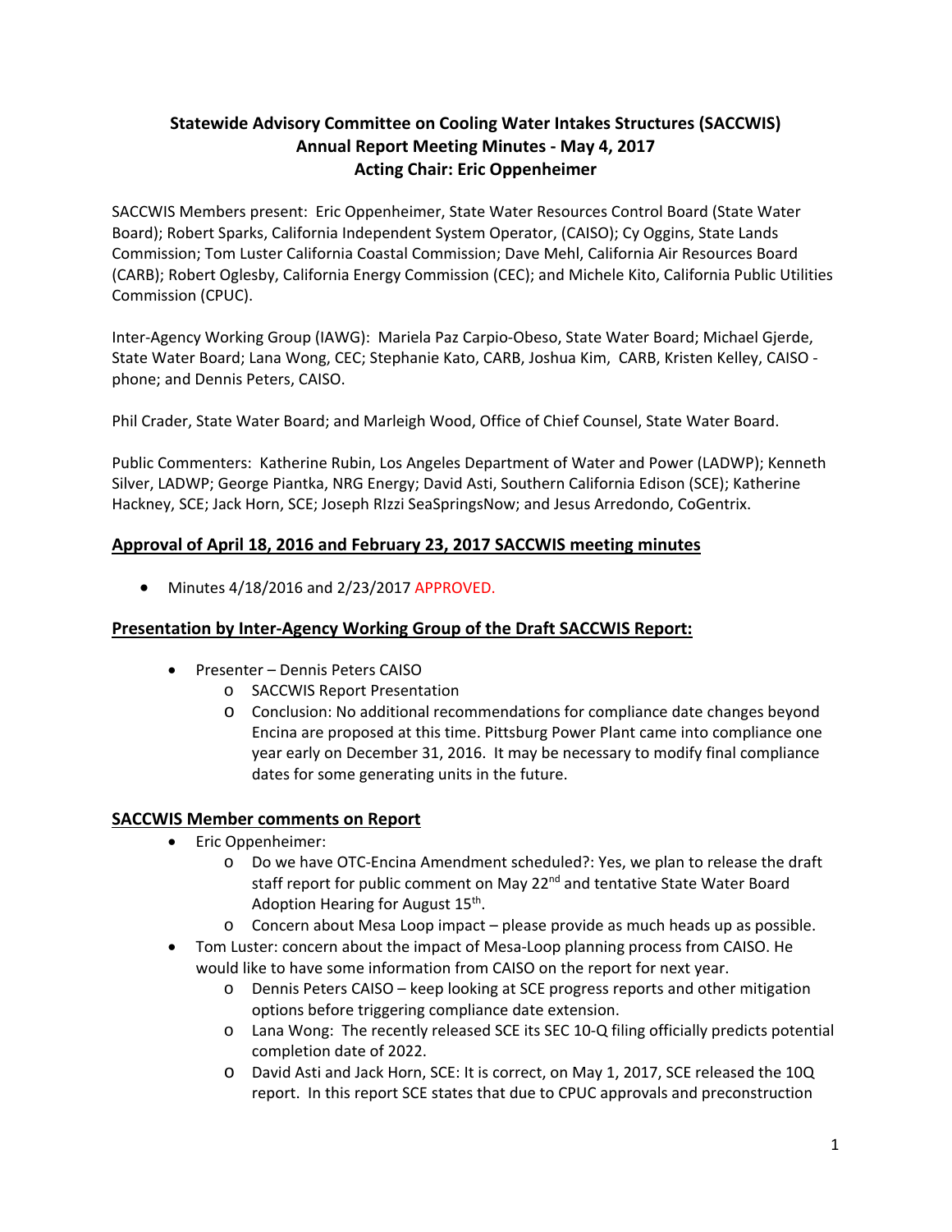# Statewide Advisory Committee on Cooling Water Intakes Structures (SACCWIS) Annual Report Meeting Minutes - May 4, 2017 Acting Chair: Eric Oppenheimer

SACCWIS Members present: Eric Oppenheimer, State Water Resources Control Board (State Water Board); Robert Sparks, California Independent System Operator, (CAISO); Cy Oggins, State Lands Commission; Tom Luster California Coastal Commission; Dave Mehl, California Air Resources Board (CARB); Robert Oglesby, California Energy Commission (CEC); and Michele Kito, California Public Utilities Commission (CPUC).

Inter-Agency Working Group (IAWG): Mariela Paz Carpio-Obeso, State Water Board; Michael Gjerde, State Water Board; Lana Wong, CEC; Stephanie Kato, CARB, Joshua Kim, CARB, Kristen Kelley, CAISO - phone; and Dennis Peters, CAISO.

Phil Crader, State Water Board; and Marleigh Wood, Office of Chief Counsel, State Water Board.

Public Commenters: Katherine Rubin, Los Angeles Department of Water and Power (LADWP); Kenneth Silver, LADWP; George Piantka, NRG Energy; David Asti, Southern California Edison (SCE); Katherine Hackney, SCE; Jack Horn, SCE; Joseph RIzzi SeaSpringsNow; and Jesus Arredondo, CoGentrix.

## Approval of April 18, 2016 and February 23, 2017 SACCWIS meeting minutes

- Minutes 4/18/2016 and 2/23/2017 APPROVED.

## Presentation by Inter-Agency Working Group of the Draft SACCWIS Report:

- Presenter – Dennis Peters CAISO
  - SACCWIS Report Presentation
  - Conclusion: No additional recommendations for compliance date changes beyond Encina are proposed at this time. Pittsburg Power Plant came into compliance one year early on December 31, 2016. It may be necessary to modify final compliance dates for some generating units in the future.

## SACCWIS Member comments on Report

- Eric Oppenheimer:
  - Do we have OTC-Encina Amendment scheduled?: Yes, we plan to release the draft staff report for public comment on May 22nd and tentative State Water Board Adoption Hearing for August 15th.
  - Concern about Mesa Loop impact – please provide as much heads up as possible.
- Tom Luster: concern about the impact of Mesa-Loop planning process from CAISO. He would like to have some information from CAISO on the report for next year.
  - Dennis Peters CAISO – keep looking at SCE progress reports and other mitigation options before triggering compliance date extension.
  - Lana Wong: The recently released SCE its SEC 10-Q filing officially predicts potential completion date of 2022.
  - David Asti and Jack Horn, SCE: It is correct, on May 1, 2017, SCE released the 10Q report. In this report SCE states that due to CPUC approvals and preconstruction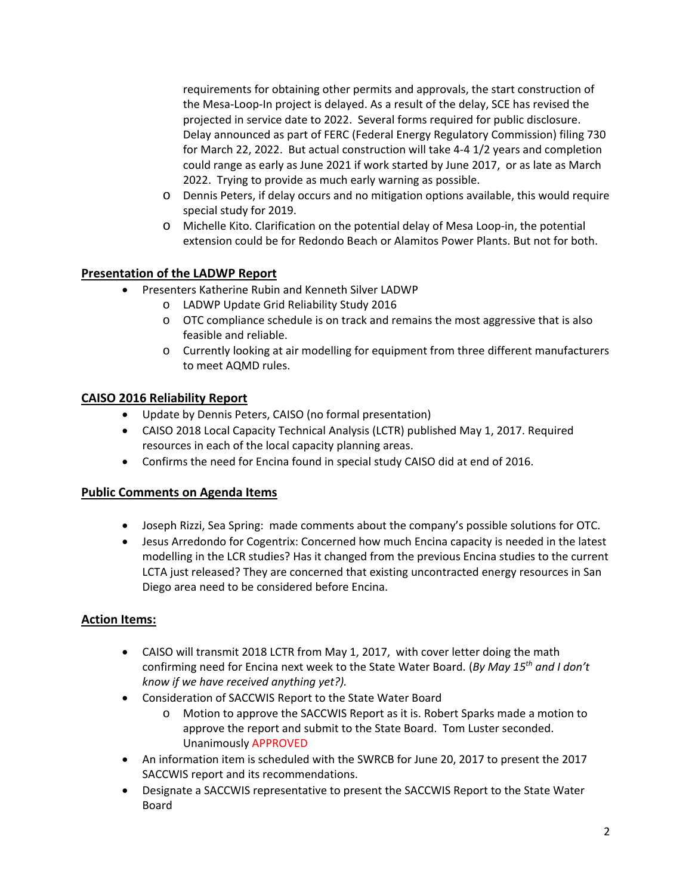requirements for obtaining other permits and approvals, the start construction of the Mesa-Loop-In project is delayed. As a result of the delay, SCE has revised the projected in service date to 2022. Several forms required for public disclosure. Delay announced as part of FERC (Federal Energy Regulatory Commission) filing 730 for March 22, 2022. But actual construction will take 4-4 1/2 years and completion could range as early as June 2021 if work started by June 2017, or as late as March 2022. Trying to provide as much early warning as possible.

  - Dennis Peters, if delay occurs and no mitigation options available, this would require special study for 2019.
  - Michelle Kito. Clarification on the potential delay of Mesa Loop-in, the potential extension could be for Redondo Beach or Alamitos Power Plants. But not for both.

## Presentation of the LADWP Report

- Presenters Katherine Rubin and Kenneth Silver LADWP
  - LADWP Update Grid Reliability Study 2016
  - OTC compliance schedule is on track and remains the most aggressive that is also feasible and reliable.
  - Currently looking at air modelling for equipment from three different manufacturers to meet AQMD rules.

## CAISO 2016 Reliability Report

- Update by Dennis Peters, CAISO (no formal presentation)
- CAISO 2018 Local Capacity Technical Analysis (LCTR) published May 1, 2017. Required resources in each of the local capacity planning areas.
- Confirms the need for Encina found in special study CAISO did at end of 2016.

## Public Comments on Agenda Items

- Joseph Rizzi, Sea Spring: made comments about the company's possible solutions for OTC.
- Jesus Arredondo for Cogentrix: Concerned how much Encina capacity is needed in the latest modelling in the LCR studies? Has it changed from the previous Encina studies to the current LCTA just released? They are concerned that existing uncontracted energy resources in San Diego area need to be considered before Encina.

## Action Items:

- CAISO will transmit 2018 LCTR from May 1, 2017, with cover letter doing the math confirming need for Encina next week to the State Water Board. (*By May 15th and I don't know if we have received anything yet?).*
- Consideration of SACCWIS Report to the State Water Board
  - Motion to approve the SACCWIS Report as it is. Robert Sparks made a motion to approve the report and submit to the State Board. Tom Luster seconded. Unanimously APPROVED
- An information item is scheduled with the SWRCB for June 20, 2017 to present the 2017 SACCWIS report and its recommendations.
- Designate a SACCWIS representative to present the SACCWIS Report to the State Water Board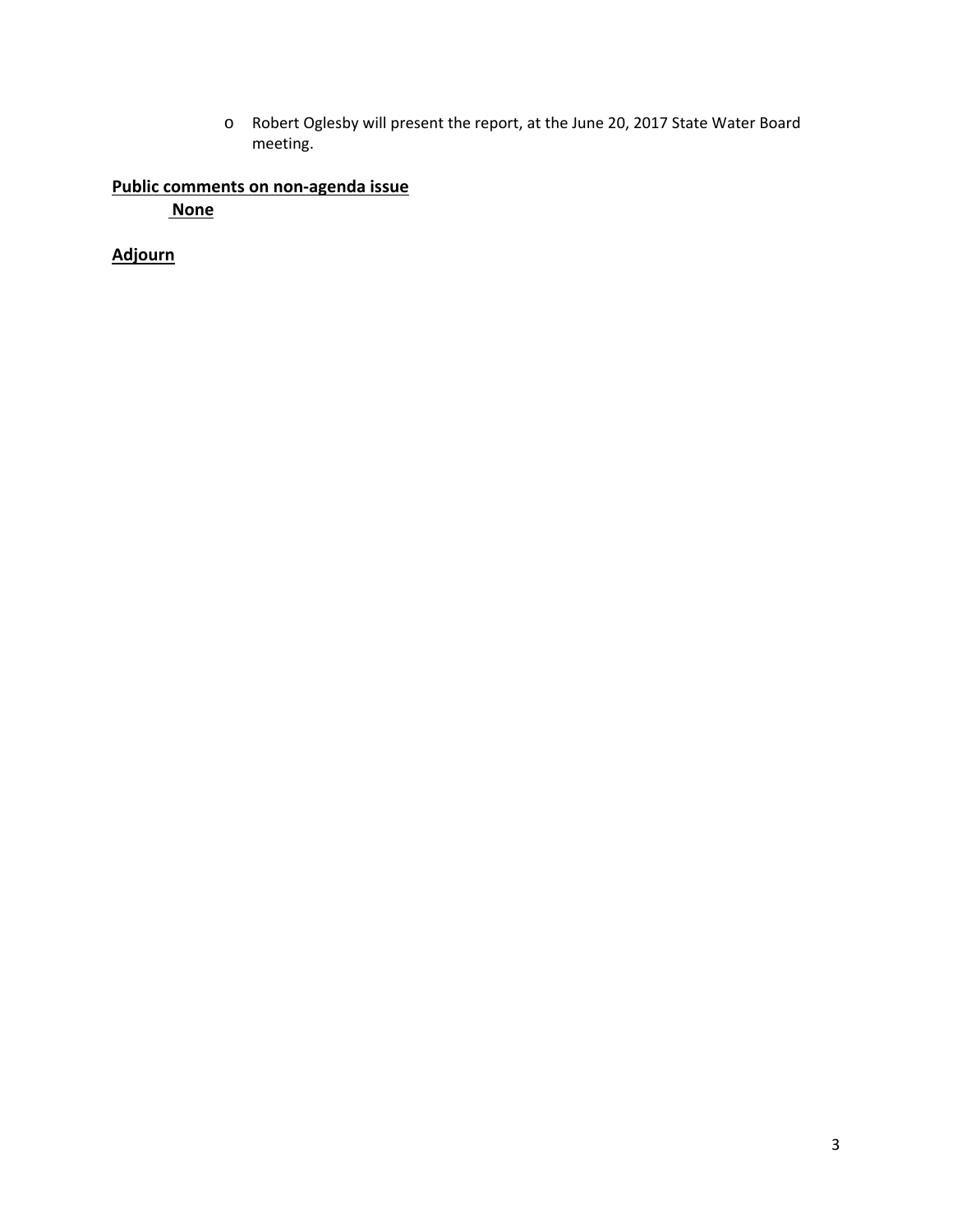- Robert Oglesby will present the report, at the June 20, 2017 State Water Board meeting.

**Public comments on non-agenda issue**

**None**

**Adjourn**